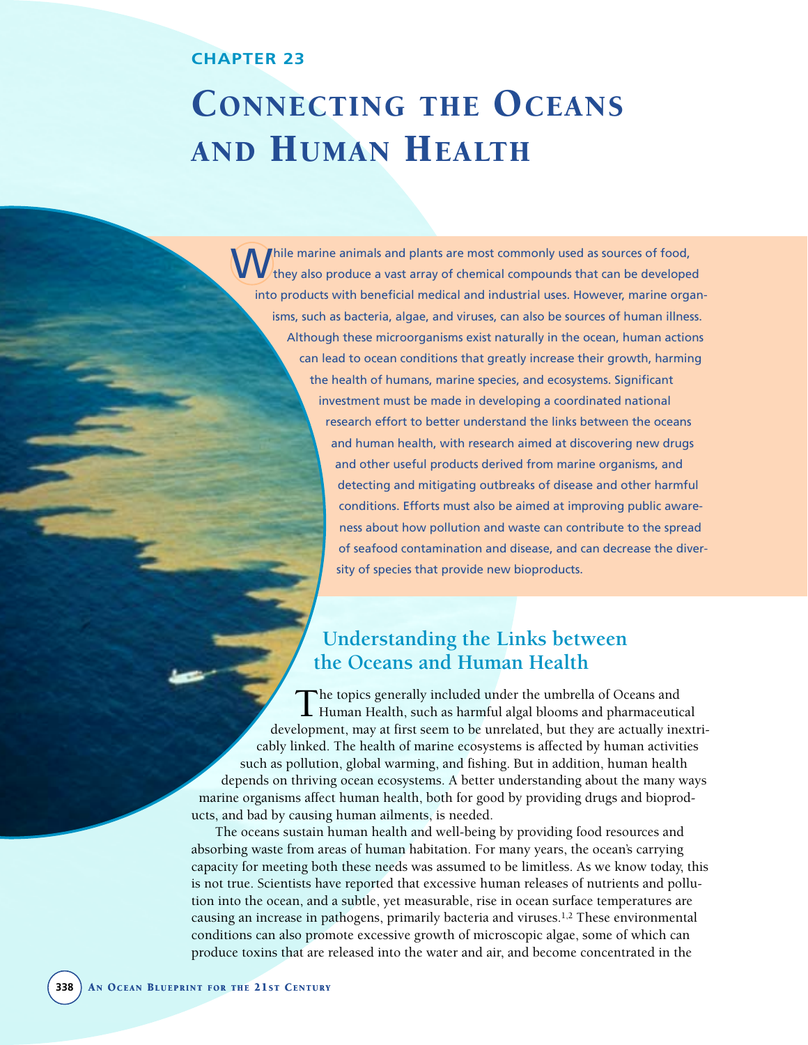# CHAPTER 23

# Connecting the Oceans and Human Health

While marine animals and plants are most commonly used as sources of food, they also produce a vast array of chemical compounds that can be developed into products with beneficial medical and industrial uses. However, marine organisms, such as bacteria, algae, and viruses, can also be sources of human illness. Although these microorganisms exist naturally in the ocean, human actions can lead to ocean conditions that greatly increase their growth, harming the health of humans, marine species, and ecosystems. Significant investment must be made in developing a coordinated national research effort to better understand the links between the oceans and human health, with research aimed at discovering new drugs and other useful products derived from marine organisms, and detecting and mitigating outbreaks of disease and other harmful conditions. Efforts must also be aimed at improving public awareness about how pollution and waste can contribute to the spread of seafood contamination and disease, and can decrease the diversity of species that provide new bioproducts.

## Understanding the Links between the Oceans and Human Health

The topics generally included under the umbrella of Oceans and Human Health, such as harmful algal blooms and pharmaceutical development, may at first seem to be unrelated, but they are actually inextricably linked. The health of marine ecosystems is affected by human activities such as pollution, global warming, and fishing. But in addition, human health depends on thriving ocean ecosystems. A better understanding about the many ways marine organisms affect human health, both for good by providing drugs and bioproducts, and bad by causing human ailments, is needed.

The oceans sustain human health and well-being by providing food resources and absorbing waste from areas of human habitation. For many years, the ocean's carrying capacity for meeting both these needs was assumed to be limitless. As we know today, this is not true. Scientists have reported that excessive human releases of nutrients and pollution into the ocean, and a subtle, yet measurable, rise in ocean surface temperatures are causing an increase in pathogens, primarily bacteria and viruses.[1,2] These environmental conditions can also promote excessive growth of microscopic algae, some of which can produce toxins that are released into the water and air, and become concentrated in the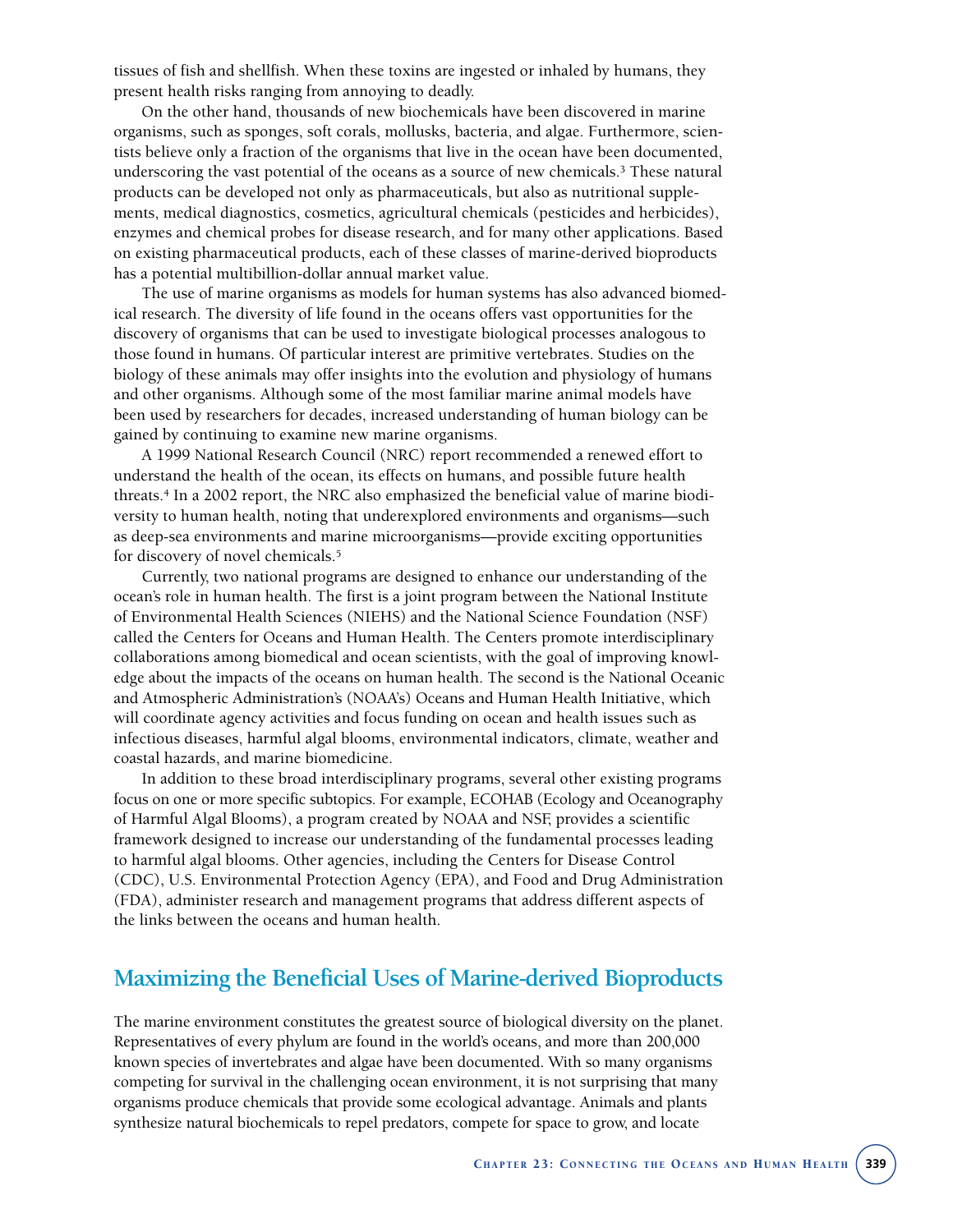tissues of fish and shellfish. When these toxins are ingested or inhaled by humans, they present health risks ranging from annoying to deadly.

On the other hand, thousands of new biochemicals have been discovered in marine organisms, such as sponges, soft corals, mollusks, bacteria, and algae. Furthermore, scientists believe only a fraction of the organisms that live in the ocean have been documented, underscoring the vast potential of the oceans as a source of new chemicals.[3] These natural products can be developed not only as pharmaceuticals, but also as nutritional supplements, medical diagnostics, cosmetics, agricultural chemicals (pesticides and herbicides), enzymes and chemical probes for disease research, and for many other applications. Based on existing pharmaceutical products, each of these classes of marine-derived bioproducts has a potential multibillion-dollar annual market value.

The use of marine organisms as models for human systems has also advanced biomedical research. The diversity of life found in the oceans offers vast opportunities for the discovery of organisms that can be used to investigate biological processes analogous to those found in humans. Of particular interest are primitive vertebrates. Studies on the biology of these animals may offer insights into the evolution and physiology of humans and other organisms. Although some of the most familiar marine animal models have been used by researchers for decades, increased understanding of human biology can be gained by continuing to examine new marine organisms.

A 1999 National Research Council (NRC) report recommended a renewed effort to understand the health of the ocean, its effects on humans, and possible future health threats.[4] In a 2002 report, the NRC also emphasized the beneficial value of marine biodiversity to human health, noting that underexplored environments and organisms—such as deep-sea environments and marine microorganisms—provide exciting opportunities for discovery of novel chemicals.[5]

Currently, two national programs are designed to enhance our understanding of the ocean's role in human health. The first is a joint program between the National Institute of Environmental Health Sciences (NIEHS) and the National Science Foundation (NSF) called the Centers for Oceans and Human Health. The Centers promote interdisciplinary collaborations among biomedical and ocean scientists, with the goal of improving knowledge about the impacts of the oceans on human health. The second is the National Oceanic and Atmospheric Administration's (NOAA's) Oceans and Human Health Initiative, which will coordinate agency activities and focus funding on ocean and health issues such as infectious diseases, harmful algal blooms, environmental indicators, climate, weather and coastal hazards, and marine biomedicine.

In addition to these broad interdisciplinary programs, several other existing programs focus on one or more specific subtopics. For example, ECOHAB (Ecology and Oceanography of Harmful Algal Blooms), a program created by NOAA and NSF, provides a scientific framework designed to increase our understanding of the fundamental processes leading to harmful algal blooms. Other agencies, including the Centers for Disease Control (CDC), U.S. Environmental Protection Agency (EPA), and Food and Drug Administration (FDA), administer research and management programs that address different aspects of the links between the oceans and human health.

## Maximizing the Beneficial Uses of Marine-derived Bioproducts

The marine environment constitutes the greatest source of biological diversity on the planet. Representatives of every phylum are found in the world's oceans, and more than 200,000 known species of invertebrates and algae have been documented. With so many organisms competing for survival in the challenging ocean environment, it is not surprising that many organisms produce chemicals that provide some ecological advantage. Animals and plants synthesize natural biochemicals to repel predators, compete for space to grow, and locate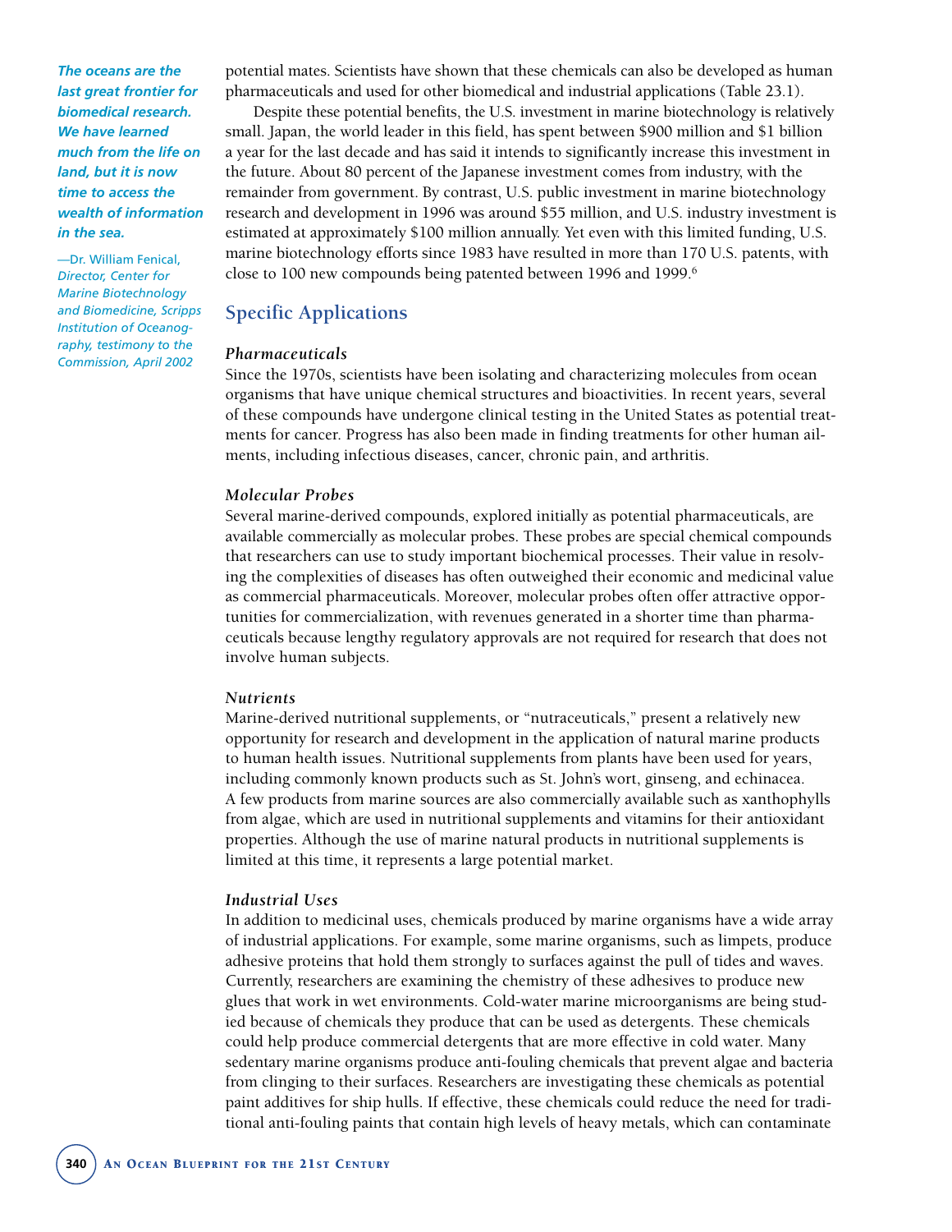potential mates. Scientists have shown that these chemicals can also be developed as human pharmaceuticals and used for other biomedical and industrial applications (Table 23.1).

Despite these potential benefits, the U.S. investment in marine biotechnology is relatively small. Japan, the world leader in this field, has spent between $900 million and $1 billion a year for the last decade and has said it intends to significantly increase this investment in the future. About 80 percent of the Japanese investment comes from industry, with the remainder from government. By contrast, U.S. public investment in marine biotechnology research and development in 1996 was around $55 million, and U.S. industry investment is estimated at approximately $100 million annually. Yet even with this limited funding, U.S. marine biotechnology efforts since 1983 have resulted in more than 170 U.S. patents, with close to 100 new compounds being patented between 1996 and 1999.[6]

***The oceans are the last great frontier for biomedical research. We have learned much from the life on land, but it is now time to access the wealth of information in the sea.***

*—Dr. William Fenical, Director, Center for Marine Biotechnology and Biomedicine, Scripps Institution of Oceanography, testimony to the Commission, April 2002*

## Specific Applications

### *Pharmaceuticals*

Since the 1970s, scientists have been isolating and characterizing molecules from ocean organisms that have unique chemical structures and bioactivities. In recent years, several of these compounds have undergone clinical testing in the United States as potential treatments for cancer. Progress has also been made in finding treatments for other human ailments, including infectious diseases, cancer, chronic pain, and arthritis.

### *Molecular Probes*

Several marine-derived compounds, explored initially as potential pharmaceuticals, are available commercially as molecular probes. These probes are special chemical compounds that researchers can use to study important biochemical processes. Their value in resolving the complexities of diseases has often outweighed their economic and medicinal value as commercial pharmaceuticals. Moreover, molecular probes often offer attractive opportunities for commercialization, with revenues generated in a shorter time than pharmaceuticals because lengthy regulatory approvals are not required for research that does not involve human subjects.

### *Nutrients*

Marine-derived nutritional supplements, or "nutraceuticals," present a relatively new opportunity for research and development in the application of natural marine products to human health issues. Nutritional supplements from plants have been used for years, including commonly known products such as St. John's wort, ginseng, and echinacea. A few products from marine sources are also commercially available such as xanthophylls from algae, which are used in nutritional supplements and vitamins for their antioxidant properties. Although the use of marine natural products in nutritional supplements is limited at this time, it represents a large potential market.

### *Industrial Uses*

In addition to medicinal uses, chemicals produced by marine organisms have a wide array of industrial applications. For example, some marine organisms, such as limpets, produce adhesive proteins that hold them strongly to surfaces against the pull of tides and waves. Currently, researchers are examining the chemistry of these adhesives to produce new glues that work in wet environments. Cold-water marine microorganisms are being studied because of chemicals they produce that can be used as detergents. These chemicals could help produce commercial detergents that are more effective in cold water. Many sedentary marine organisms produce anti-fouling chemicals that prevent algae and bacteria from clinging to their surfaces. Researchers are investigating these chemicals as potential paint additives for ship hulls. If effective, these chemicals could reduce the need for traditional anti-fouling paints that contain high levels of heavy metals, which can contaminate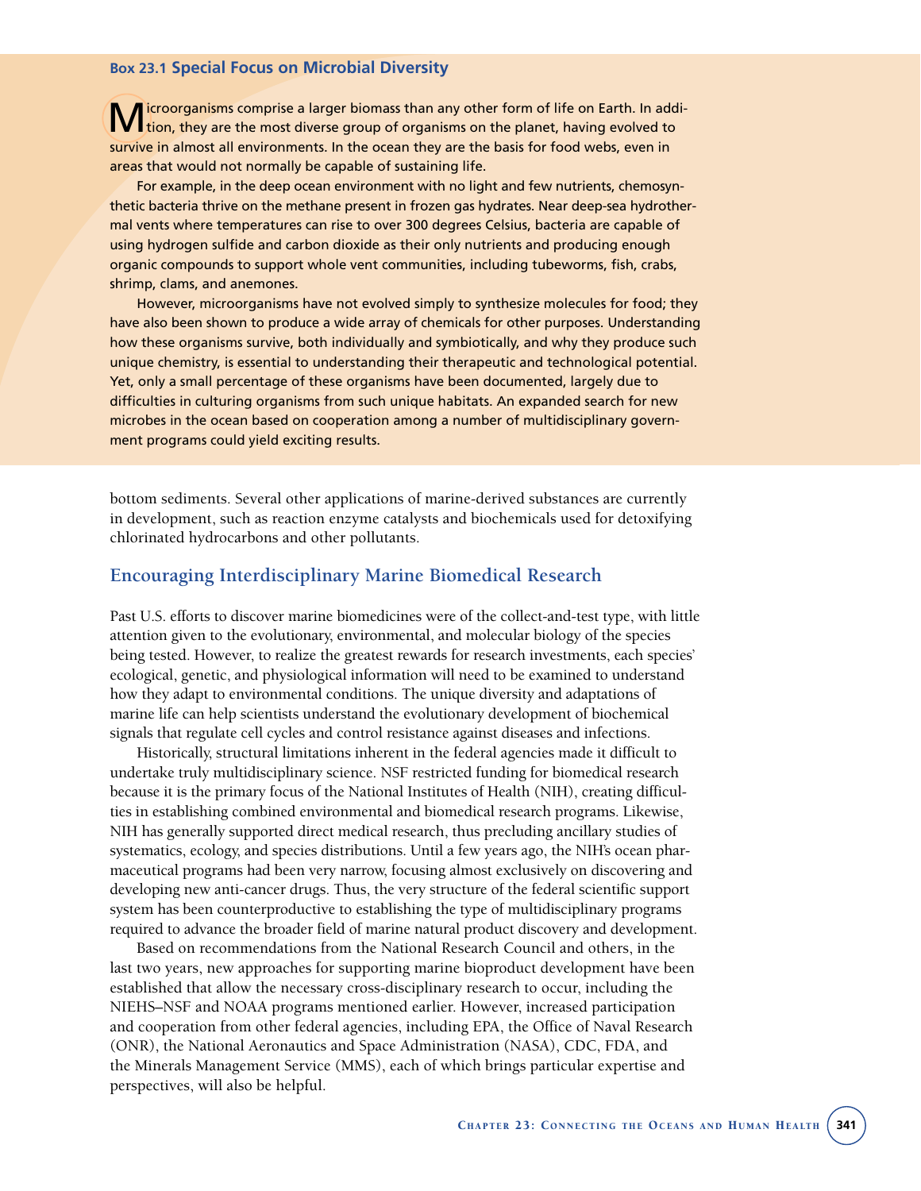### Box 23.1 Special Focus on Microbial Diversity

Microorganisms comprise a larger biomass than any other form of life on Earth. In addition, they are the most diverse group of organisms on the planet, having evolved to survive in almost all environments. In the ocean they are the basis for food webs, even in areas that would not normally be capable of sustaining life.

For example, in the deep ocean environment with no light and few nutrients, chemosynthetic bacteria thrive on the methane present in frozen gas hydrates. Near deep-sea hydrothermal vents where temperatures can rise to over 300 degrees Celsius, bacteria are capable of using hydrogen sulfide and carbon dioxide as their only nutrients and producing enough organic compounds to support whole vent communities, including tubeworms, fish, crabs, shrimp, clams, and anemones.

However, microorganisms have not evolved simply to synthesize molecules for food; they have also been shown to produce a wide array of chemicals for other purposes. Understanding how these organisms survive, both individually and symbiotically, and why they produce such unique chemistry, is essential to understanding their therapeutic and technological potential. Yet, only a small percentage of these organisms have been documented, largely due to difficulties in culturing organisms from such unique habitats. An expanded search for new microbes in the ocean based on cooperation among a number of multidisciplinary government programs could yield exciting results.

bottom sediments. Several other applications of marine-derived substances are currently in development, such as reaction enzyme catalysts and biochemicals used for detoxifying chlorinated hydrocarbons and other pollutants.

## Encouraging Interdisciplinary Marine Biomedical Research

Past U.S. efforts to discover marine biomedicines were of the collect-and-test type, with little attention given to the evolutionary, environmental, and molecular biology of the species being tested. However, to realize the greatest rewards for research investments, each species' ecological, genetic, and physiological information will need to be examined to understand how they adapt to environmental conditions. The unique diversity and adaptations of marine life can help scientists understand the evolutionary development of biochemical signals that regulate cell cycles and control resistance against diseases and infections.

Historically, structural limitations inherent in the federal agencies made it difficult to undertake truly multidisciplinary science. NSF restricted funding for biomedical research because it is the primary focus of the National Institutes of Health (NIH), creating difficulties in establishing combined environmental and biomedical research programs. Likewise, NIH has generally supported direct medical research, thus precluding ancillary studies of systematics, ecology, and species distributions. Until a few years ago, the NIH's ocean pharmaceutical programs had been very narrow, focusing almost exclusively on discovering and developing new anti-cancer drugs. Thus, the very structure of the federal scientific support system has been counterproductive to establishing the type of multidisciplinary programs required to advance the broader field of marine natural product discovery and development.

Based on recommendations from the National Research Council and others, in the last two years, new approaches for supporting marine bioproduct development have been established that allow the necessary cross-disciplinary research to occur, including the NIEHS–NSF and NOAA programs mentioned earlier. However, increased participation and cooperation from other federal agencies, including EPA, the Office of Naval Research (ONR), the National Aeronautics and Space Administration (NASA), CDC, FDA, and the Minerals Management Service (MMS), each of which brings particular expertise and perspectives, will also be helpful.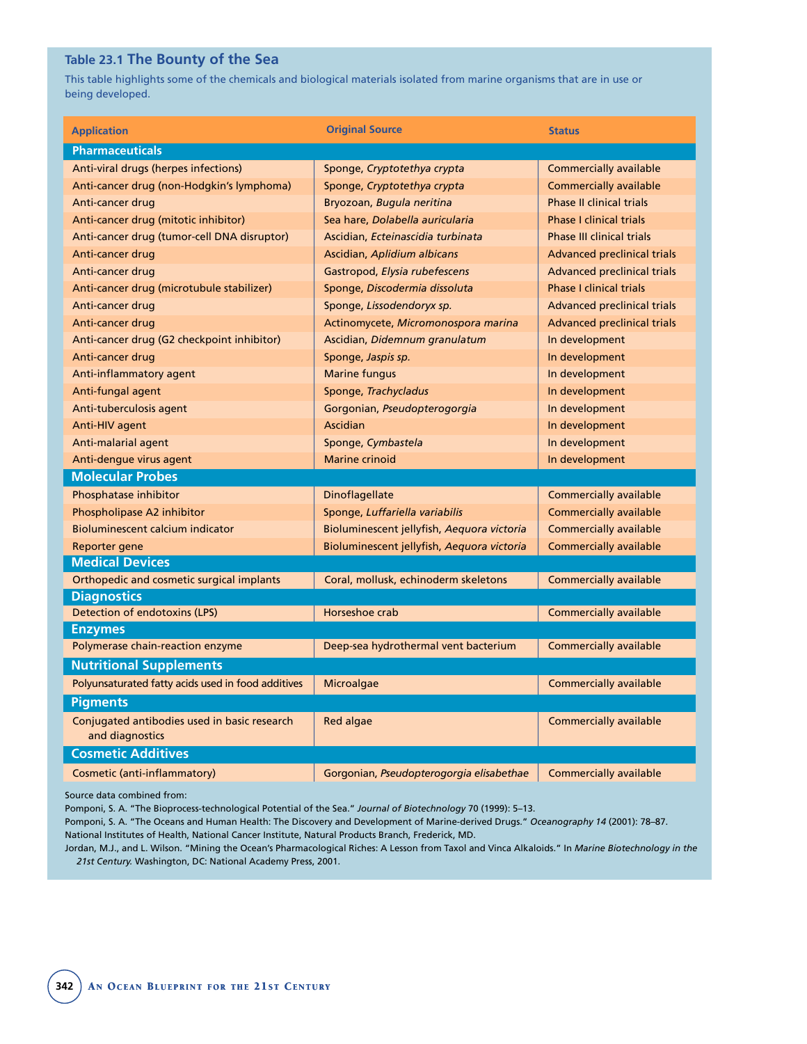### Table 23.1 The Bounty of the Sea

This table highlights some of the chemicals and biological materials isolated from marine organisms that are in use or being developed.

| Application | Original Source | Status |
|---|---|---|
| **Pharmaceuticals** | | |
| Anti-viral drugs (herpes infections) | Sponge, *Cryptotethya crypta* | Commercially available |
| Anti-cancer drug (non-Hodgkin's lymphoma) | Sponge, *Cryptotethya crypta* | Commercially available |
| Anti-cancer drug | Bryozoan, *Bugula neritina* | Phase II clinical trials |
| Anti-cancer drug (mitotic inhibitor) | Sea hare, *Dolabella auricularia* | Phase I clinical trials |
| Anti-cancer drug (tumor-cell DNA disruptor) | Ascidian, *Ecteinascidia turbinata* | Phase III clinical trials |
| Anti-cancer drug | Ascidian, *Aplidium albicans* | Advanced preclinical trials |
| Anti-cancer drug | Gastropod, *Elysia rubefescens* | Advanced preclinical trials |
| Anti-cancer drug (microtubule stabilizer) | Sponge, *Discodermia dissoluta* | Phase I clinical trials |
| Anti-cancer drug | Sponge, *Lissodendoryx sp.* | Advanced preclinical trials |
| Anti-cancer drug | Actinomycete, *Micromonospora marina* | Advanced preclinical trials |
| Anti-cancer drug (G2 checkpoint inhibitor) | Ascidian, *Didemnum granulatum* | In development |
| Anti-cancer drug | Sponge, *Jaspis sp.* | In development |
| Anti-inflammatory agent | Marine fungus | In development |
| Anti-fungal agent | Sponge, *Trachycladus* | In development |
| Anti-tuberculosis agent | Gorgonian, *Pseudopterogorgia* | In development |
| Anti-HIV agent | Ascidian | In development |
| Anti-malarial agent | Sponge, *Cymbastela* | In development |
| Anti-dengue virus agent | Marine crinoid | In development |
| **Molecular Probes** | | |
| Phosphatase inhibitor | Dinoflagellate | Commercially available |
| Phospholipase A2 inhibitor | Sponge, *Luffariella variabilis* | Commercially available |
| Bioluminescent calcium indicator | Bioluminescent jellyfish, *Aequora victoria* | Commercially available |
| Reporter gene | Bioluminescent jellyfish, *Aequora victoria* | Commercially available |
| **Medical Devices** | | |
| Orthopedic and cosmetic surgical implants | Coral, mollusk, echinoderm skeletons | Commercially available |
| **Diagnostics** | | |
| Detection of endotoxins (LPS) | Horseshoe crab | Commercially available |
| **Enzymes** | | |
| Polymerase chain-reaction enzyme | Deep-sea hydrothermal vent bacterium | Commercially available |
| **Nutritional Supplements** | | |
| Polyunsaturated fatty acids used in food additives | Microalgae | Commercially available |
| **Pigments** | | |
| Conjugated antibodies used in basic research and diagnostics | Red algae | Commercially available |
| **Cosmetic Additives** | | |
| Cosmetic (anti-inflammatory) | Gorgonian, *Pseudopterogorgia elisabethae* | Commercially available |

Source data combined from:

Pomponi, S. A. "The Bioprocess-technological Potential of the Sea." *Journal of Biotechnology* 70 (1999): 5–13.

Pomponi, S. A. "The Oceans and Human Health: The Discovery and Development of Marine-derived Drugs." *Oceanography 14* (2001): 78–87.

National Institutes of Health, National Cancer Institute, Natural Products Branch, Frederick, MD.

Jordan, M.J., and L. Wilson. "Mining the Ocean's Pharmacological Riches: A Lesson from Taxol and Vinca Alkaloids." In *Marine Biotechnology in the 21st Century.* Washington, DC: National Academy Press, 2001.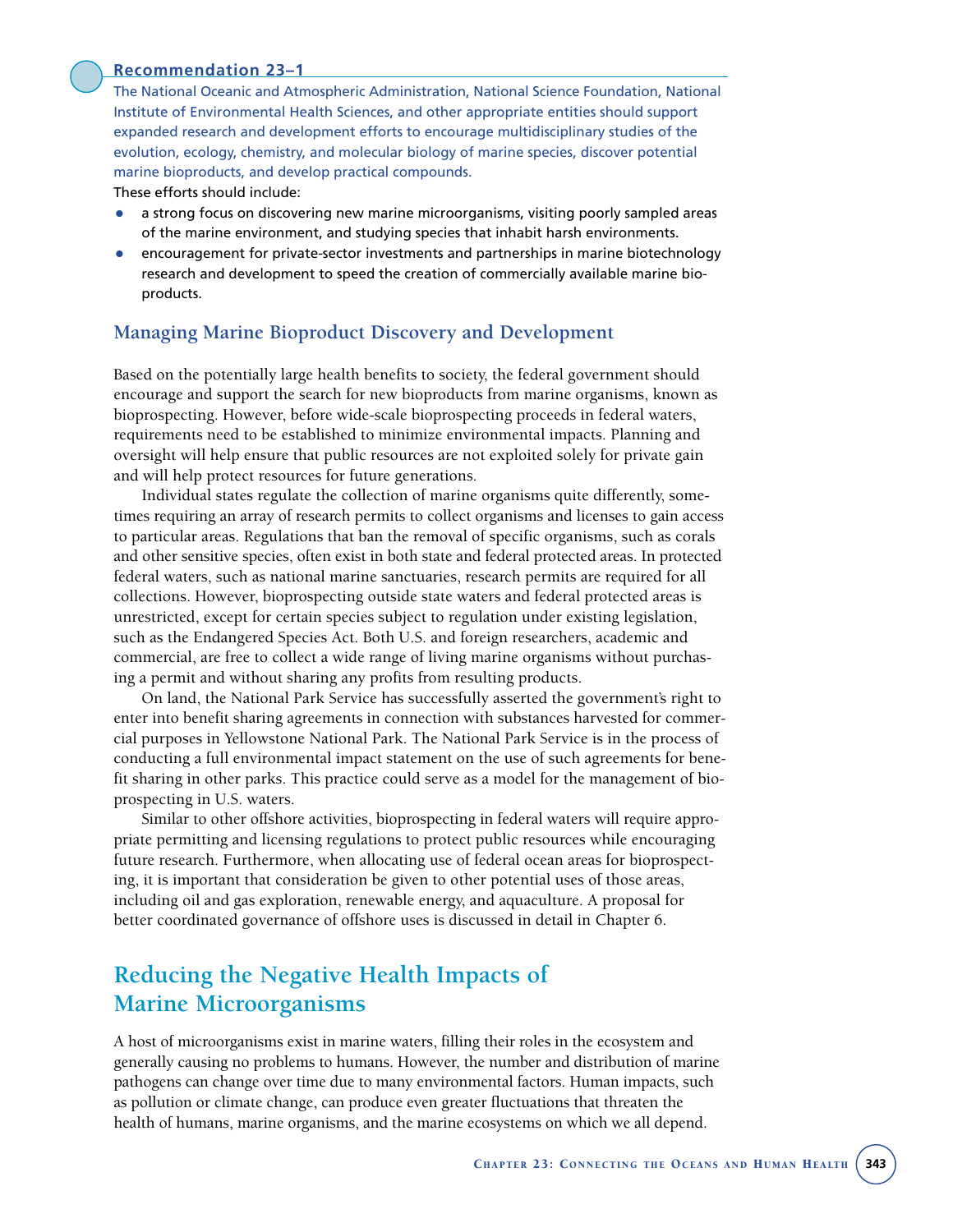**Recommendation 23–1**

The National Oceanic and Atmospheric Administration, National Science Foundation, National Institute of Environmental Health Sciences, and other appropriate entities should support expanded research and development efforts to encourage multidisciplinary studies of the evolution, ecology, chemistry, and molecular biology of marine species, discover potential marine bioproducts, and develop practical compounds.

These efforts should include:

- a strong focus on discovering new marine microorganisms, visiting poorly sampled areas of the marine environment, and studying species that inhabit harsh environments.
- encouragement for private-sector investments and partnerships in marine biotechnology research and development to speed the creation of commercially available marine bioproducts.

### Managing Marine Bioproduct Discovery and Development

Based on the potentially large health benefits to society, the federal government should encourage and support the search for new bioproducts from marine organisms, known as bioprospecting. However, before wide-scale bioprospecting proceeds in federal waters, requirements need to be established to minimize environmental impacts. Planning and oversight will help ensure that public resources are not exploited solely for private gain and will help protect resources for future generations.

Individual states regulate the collection of marine organisms quite differently, sometimes requiring an array of research permits to collect organisms and licenses to gain access to particular areas. Regulations that ban the removal of specific organisms, such as corals and other sensitive species, often exist in both state and federal protected areas. In protected federal waters, such as national marine sanctuaries, research permits are required for all collections. However, bioprospecting outside state waters and federal protected areas is unrestricted, except for certain species subject to regulation under existing legislation, such as the Endangered Species Act. Both U.S. and foreign researchers, academic and commercial, are free to collect a wide range of living marine organisms without purchasing a permit and without sharing any profits from resulting products.

On land, the National Park Service has successfully asserted the government's right to enter into benefit sharing agreements in connection with substances harvested for commercial purposes in Yellowstone National Park. The National Park Service is in the process of conducting a full environmental impact statement on the use of such agreements for benefit sharing in other parks. This practice could serve as a model for the management of bioprospecting in U.S. waters.

Similar to other offshore activities, bioprospecting in federal waters will require appropriate permitting and licensing regulations to protect public resources while encouraging future research. Furthermore, when allocating use of federal ocean areas for bioprospecting, it is important that consideration be given to other potential uses of those areas, including oil and gas exploration, renewable energy, and aquaculture. A proposal for better coordinated governance of offshore uses is discussed in detail in Chapter 6.

## Reducing the Negative Health Impacts of Marine Microorganisms

A host of microorganisms exist in marine waters, filling their roles in the ecosystem and generally causing no problems to humans. However, the number and distribution of marine pathogens can change over time due to many environmental factors. Human impacts, such as pollution or climate change, can produce even greater fluctuations that threaten the health of humans, marine organisms, and the marine ecosystems on which we all depend.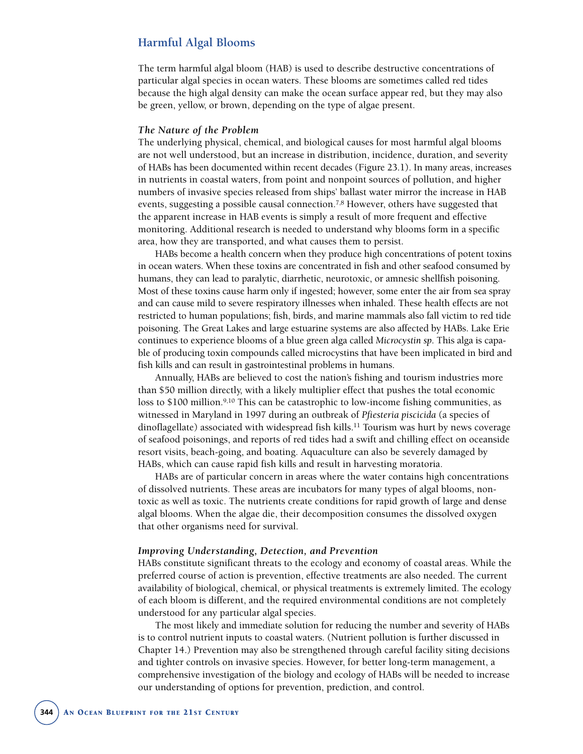## Harmful Algal Blooms

The term harmful algal bloom (HAB) is used to describe destructive concentrations of particular algal species in ocean waters. These blooms are sometimes called red tides because the high algal density can make the ocean surface appear red, but they may also be green, yellow, or brown, depending on the type of algae present.

### *The Nature of the Problem*

The underlying physical, chemical, and biological causes for most harmful algal blooms are not well understood, but an increase in distribution, incidence, duration, and severity of HABs has been documented within recent decades (Figure 23.1). In many areas, increases in nutrients in coastal waters, from point and nonpoint sources of pollution, and higher numbers of invasive species released from ships' ballast water mirror the increase in HAB events, suggesting a possible causal connection.[7,8] However, others have suggested that the apparent increase in HAB events is simply a result of more frequent and effective monitoring. Additional research is needed to understand why blooms form in a specific area, how they are transported, and what causes them to persist.

HABs become a health concern when they produce high concentrations of potent toxins in ocean waters. When these toxins are concentrated in fish and other seafood consumed by humans, they can lead to paralytic, diarrhetic, neurotoxic, or amnesic shellfish poisoning. Most of these toxins cause harm only if ingested; however, some enter the air from sea spray and can cause mild to severe respiratory illnesses when inhaled. These health effects are not restricted to human populations; fish, birds, and marine mammals also fall victim to red tide poisoning. The Great Lakes and large estuarine systems are also affected by HABs. Lake Erie continues to experience blooms of a blue green alga called *Microcystin sp*. This alga is capable of producing toxin compounds called microcystins that have been implicated in bird and fish kills and can result in gastrointestinal problems in humans.

Annually, HABs are believed to cost the nation's fishing and tourism industries more than $50 million directly, with a likely multiplier effect that pushes the total economic loss to $100 million.[9,10] This can be catastrophic to low-income fishing communities, as witnessed in Maryland in 1997 during an outbreak of *Pfiesteria piscicida* (a species of dinoflagellate) associated with widespread fish kills.[11] Tourism was hurt by news coverage of seafood poisonings, and reports of red tides had a swift and chilling effect on oceanside resort visits, beach-going, and boating. Aquaculture can also be severely damaged by HABs, which can cause rapid fish kills and result in harvesting moratoria.

HABs are of particular concern in areas where the water contains high concentrations of dissolved nutrients. These areas are incubators for many types of algal blooms, non-toxic as well as toxic. The nutrients create conditions for rapid growth of large and dense algal blooms. When the algae die, their decomposition consumes the dissolved oxygen that other organisms need for survival.

### *Improving Understanding, Detection, and Prevention*

HABs constitute significant threats to the ecology and economy of coastal areas. While the preferred course of action is prevention, effective treatments are also needed. The current availability of biological, chemical, or physical treatments is extremely limited. The ecology of each bloom is different, and the required environmental conditions are not completely understood for any particular algal species.

The most likely and immediate solution for reducing the number and severity of HABs is to control nutrient inputs to coastal waters. (Nutrient pollution is further discussed in Chapter 14.) Prevention may also be strengthened through careful facility siting decisions and tighter controls on invasive species. However, for better long-term management, a comprehensive investigation of the biology and ecology of HABs will be needed to increase our understanding of options for prevention, prediction, and control.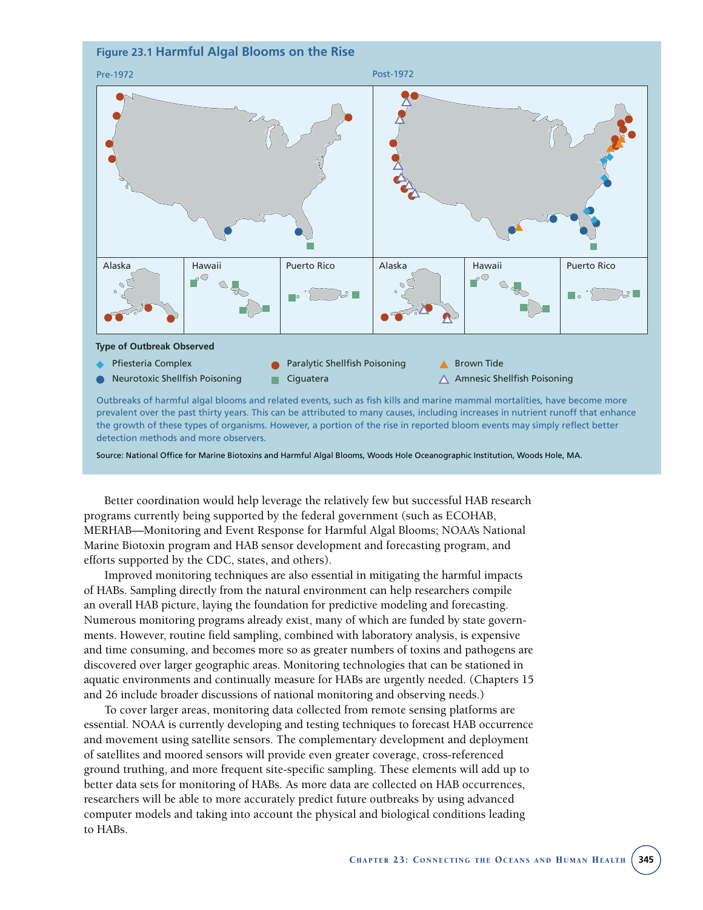**Figure 23.1 Harmful Algal Blooms on the Rise**

Pre-1972

Post-1972

Alaska | Hawaii | Puerto Rico

**Type of Outbreak Observed**

- Pfiesteria Complex
- Neurotoxic Shellfish Poisoning
- Paralytic Shellfish Poisoning
- Ciguatera
- Brown Tide
- Amnesic Shellfish Poisoning

Outbreaks of harmful algal blooms and related events, such as fish kills and marine mammal mortalities, have become more prevalent over the past thirty years. This can be attributed to many causes, including increases in nutrient runoff that enhance the growth of these types of organisms. However, a portion of the rise in reported bloom events may simply reflect better detection methods and more observers.

Source: National Office for Marine Biotoxins and Harmful Algal Blooms, Woods Hole Oceanographic Institution, Woods Hole, MA.

Better coordination would help leverage the relatively few but successful HAB research programs currently being supported by the federal government (such as ECOHAB, MERHAB—Monitoring and Event Response for Harmful Algal Blooms; NOAA's National Marine Biotoxin program and HAB sensor development and forecasting program, and efforts supported by the CDC, states, and others).

Improved monitoring techniques are also essential in mitigating the harmful impacts of HABs. Sampling directly from the natural environment can help researchers compile an overall HAB picture, laying the foundation for predictive modeling and forecasting. Numerous monitoring programs already exist, many of which are funded by state governments. However, routine field sampling, combined with laboratory analysis, is expensive and time consuming, and becomes more so as greater numbers of toxins and pathogens are discovered over larger geographic areas. Monitoring technologies that can be stationed in aquatic environments and continually measure for HABs are urgently needed. (Chapters 15 and 26 include broader discussions of national monitoring and observing needs.)

To cover larger areas, monitoring data collected from remote sensing platforms are essential. NOAA is currently developing and testing techniques to forecast HAB occurrence and movement using satellite sensors. The complementary development and deployment of satellites and moored sensors will provide even greater coverage, cross-referenced ground truthing, and more frequent site-specific sampling. These elements will add up to better data sets for monitoring of HABs. As more data are collected on HAB occurrences, researchers will be able to more accurately predict future outbreaks by using advanced computer models and taking into account the physical and biological conditions leading to HABs.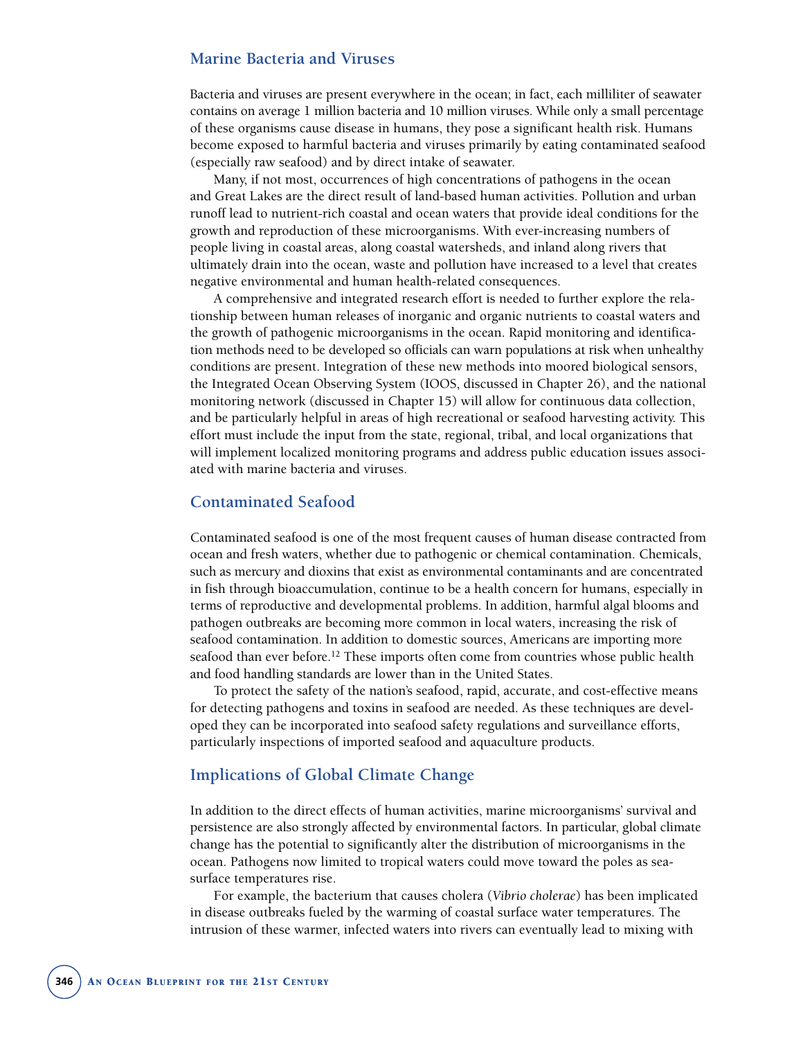## Marine Bacteria and Viruses

Bacteria and viruses are present everywhere in the ocean; in fact, each milliliter of seawater contains on average 1 million bacteria and 10 million viruses. While only a small percentage of these organisms cause disease in humans, they pose a significant health risk. Humans become exposed to harmful bacteria and viruses primarily by eating contaminated seafood (especially raw seafood) and by direct intake of seawater.

Many, if not most, occurrences of high concentrations of pathogens in the ocean and Great Lakes are the direct result of land-based human activities. Pollution and urban runoff lead to nutrient-rich coastal and ocean waters that provide ideal conditions for the growth and reproduction of these microorganisms. With ever-increasing numbers of people living in coastal areas, along coastal watersheds, and inland along rivers that ultimately drain into the ocean, waste and pollution have increased to a level that creates negative environmental and human health-related consequences.

A comprehensive and integrated research effort is needed to further explore the relationship between human releases of inorganic and organic nutrients to coastal waters and the growth of pathogenic microorganisms in the ocean. Rapid monitoring and identification methods need to be developed so officials can warn populations at risk when unhealthy conditions are present. Integration of these new methods into moored biological sensors, the Integrated Ocean Observing System (IOOS, discussed in Chapter 26), and the national monitoring network (discussed in Chapter 15) will allow for continuous data collection, and be particularly helpful in areas of high recreational or seafood harvesting activity. This effort must include the input from the state, regional, tribal, and local organizations that will implement localized monitoring programs and address public education issues associated with marine bacteria and viruses.

## Contaminated Seafood

Contaminated seafood is one of the most frequent causes of human disease contracted from ocean and fresh waters, whether due to pathogenic or chemical contamination. Chemicals, such as mercury and dioxins that exist as environmental contaminants and are concentrated in fish through bioaccumulation, continue to be a health concern for humans, especially in terms of reproductive and developmental problems. In addition, harmful algal blooms and pathogen outbreaks are becoming more common in local waters, increasing the risk of seafood contamination. In addition to domestic sources, Americans are importing more seafood than ever before.[12] These imports often come from countries whose public health and food handling standards are lower than in the United States.

To protect the safety of the nation's seafood, rapid, accurate, and cost-effective means for detecting pathogens and toxins in seafood are needed. As these techniques are developed they can be incorporated into seafood safety regulations and surveillance efforts, particularly inspections of imported seafood and aquaculture products.

## Implications of Global Climate Change

In addition to the direct effects of human activities, marine microorganisms' survival and persistence are also strongly affected by environmental factors. In particular, global climate change has the potential to significantly alter the distribution of microorganisms in the ocean. Pathogens now limited to tropical waters could move toward the poles as sea-surface temperatures rise.

For example, the bacterium that causes cholera (*Vibrio cholerae*) has been implicated in disease outbreaks fueled by the warming of coastal surface water temperatures. The intrusion of these warmer, infected waters into rivers can eventually lead to mixing with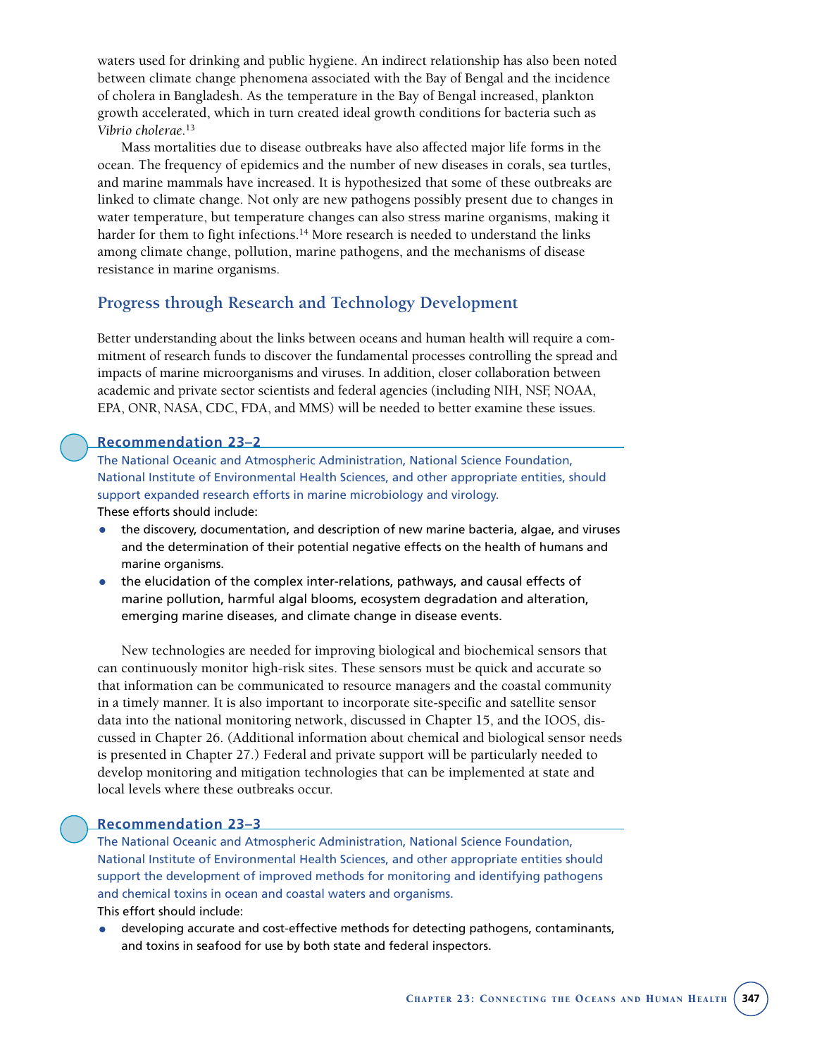waters used for drinking and public hygiene. An indirect relationship has also been noted between climate change phenomena associated with the Bay of Bengal and the incidence of cholera in Bangladesh. As the temperature in the Bay of Bengal increased, plankton growth accelerated, which in turn created ideal growth conditions for bacteria such as *Vibrio cholerae*.[13]

Mass mortalities due to disease outbreaks have also affected major life forms in the ocean. The frequency of epidemics and the number of new diseases in corals, sea turtles, and marine mammals have increased. It is hypothesized that some of these outbreaks are linked to climate change. Not only are new pathogens possibly present due to changes in water temperature, but temperature changes can also stress marine organisms, making it harder for them to fight infections.[14] More research is needed to understand the links among climate change, pollution, marine pathogens, and the mechanisms of disease resistance in marine organisms.

## Progress through Research and Technology Development

Better understanding about the links between oceans and human health will require a commitment of research funds to discover the fundamental processes controlling the spread and impacts of marine microorganisms and viruses. In addition, closer collaboration between academic and private sector scientists and federal agencies (including NIH, NSF, NOAA, EPA, ONR, NASA, CDC, FDA, and MMS) will be needed to better examine these issues.

### Recommendation 23–2

The National Oceanic and Atmospheric Administration, National Science Foundation, National Institute of Environmental Health Sciences, and other appropriate entities, should support expanded research efforts in marine microbiology and virology.

These efforts should include:

- the discovery, documentation, and description of new marine bacteria, algae, and viruses and the determination of their potential negative effects on the health of humans and marine organisms.
- the elucidation of the complex inter-relations, pathways, and causal effects of marine pollution, harmful algal blooms, ecosystem degradation and alteration, emerging marine diseases, and climate change in disease events.

New technologies are needed for improving biological and biochemical sensors that can continuously monitor high-risk sites. These sensors must be quick and accurate so that information can be communicated to resource managers and the coastal community in a timely manner. It is also important to incorporate site-specific and satellite sensor data into the national monitoring network, discussed in Chapter 15, and the IOOS, discussed in Chapter 26. (Additional information about chemical and biological sensor needs is presented in Chapter 27.) Federal and private support will be particularly needed to develop monitoring and mitigation technologies that can be implemented at state and local levels where these outbreaks occur.

### Recommendation 23–3

The National Oceanic and Atmospheric Administration, National Science Foundation, National Institute of Environmental Health Sciences, and other appropriate entities should support the development of improved methods for monitoring and identifying pathogens and chemical toxins in ocean and coastal waters and organisms.

This effort should include:

- developing accurate and cost-effective methods for detecting pathogens, contaminants, and toxins in seafood for use by both state and federal inspectors.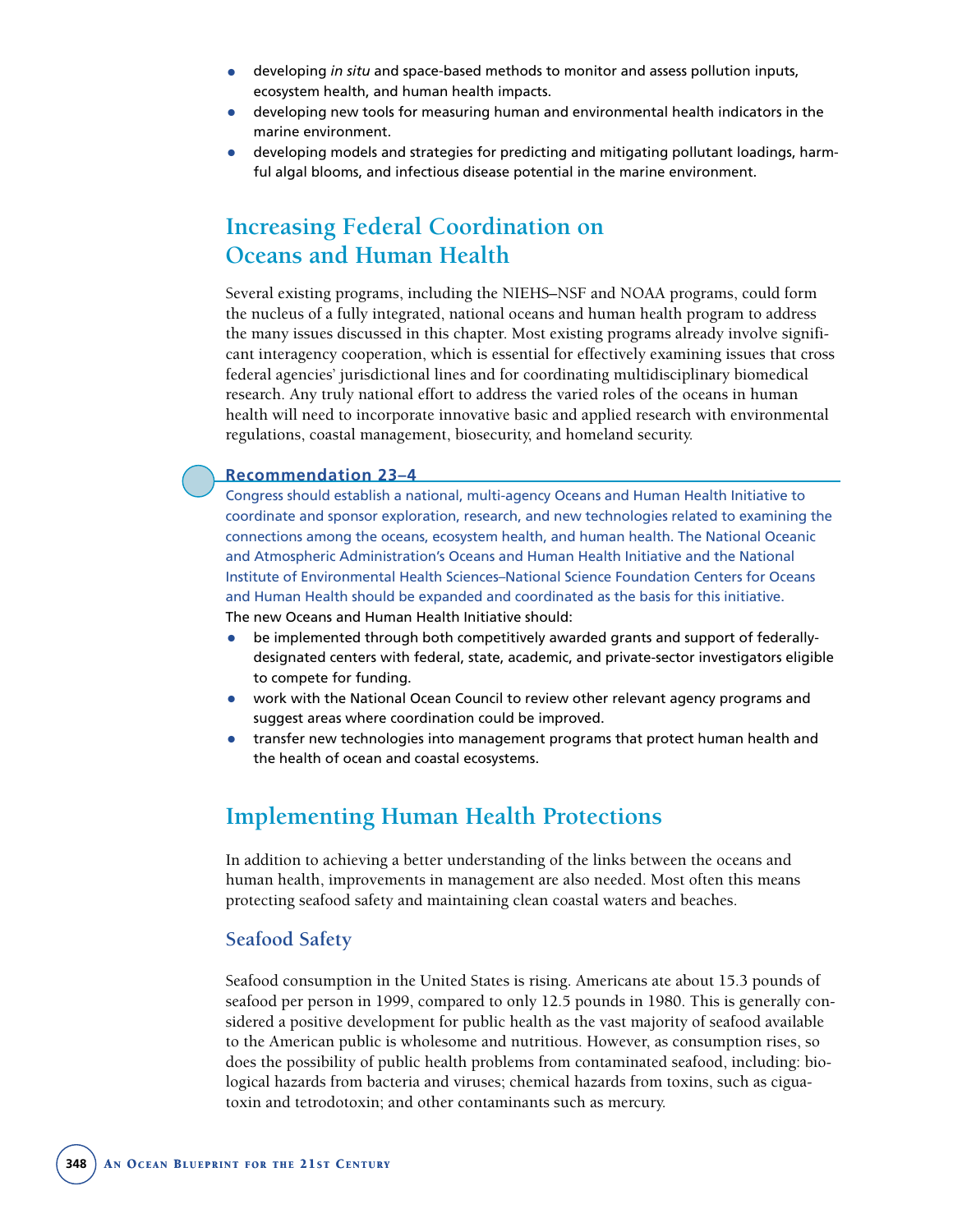- developing *in situ* and space-based methods to monitor and assess pollution inputs, ecosystem health, and human health impacts.
- developing new tools for measuring human and environmental health indicators in the marine environment.
- developing models and strategies for predicting and mitigating pollutant loadings, harmful algal blooms, and infectious disease potential in the marine environment.

## Increasing Federal Coordination on Oceans and Human Health

Several existing programs, including the NIEHS–NSF and NOAA programs, could form the nucleus of a fully integrated, national oceans and human health program to address the many issues discussed in this chapter. Most existing programs already involve significant interagency cooperation, which is essential for effectively examining issues that cross federal agencies' jurisdictional lines and for coordinating multidisciplinary biomedical research. Any truly national effort to address the varied roles of the oceans in human health will need to incorporate innovative basic and applied research with environmental regulations, coastal management, biosecurity, and homeland security.

**Recommendation 23–4**

Congress should establish a national, multi-agency Oceans and Human Health Initiative to coordinate and sponsor exploration, research, and new technologies related to examining the connections among the oceans, ecosystem health, and human health. The National Oceanic and Atmospheric Administration's Oceans and Human Health Initiative and the National Institute of Environmental Health Sciences–National Science Foundation Centers for Oceans and Human Health should be expanded and coordinated as the basis for this initiative.

The new Oceans and Human Health Initiative should:

- be implemented through both competitively awarded grants and support of federally-designated centers with federal, state, academic, and private-sector investigators eligible to compete for funding.
- work with the National Ocean Council to review other relevant agency programs and suggest areas where coordination could be improved.
- transfer new technologies into management programs that protect human health and the health of ocean and coastal ecosystems.

## Implementing Human Health Protections

In addition to achieving a better understanding of the links between the oceans and human health, improvements in management are also needed. Most often this means protecting seafood safety and maintaining clean coastal waters and beaches.

### Seafood Safety

Seafood consumption in the United States is rising. Americans ate about 15.3 pounds of seafood per person in 1999, compared to only 12.5 pounds in 1980. This is generally considered a positive development for public health as the vast majority of seafood available to the American public is wholesome and nutritious. However, as consumption rises, so does the possibility of public health problems from contaminated seafood, including: biological hazards from bacteria and viruses; chemical hazards from toxins, such as ciguatoxin and tetrodotoxin; and other contaminants such as mercury.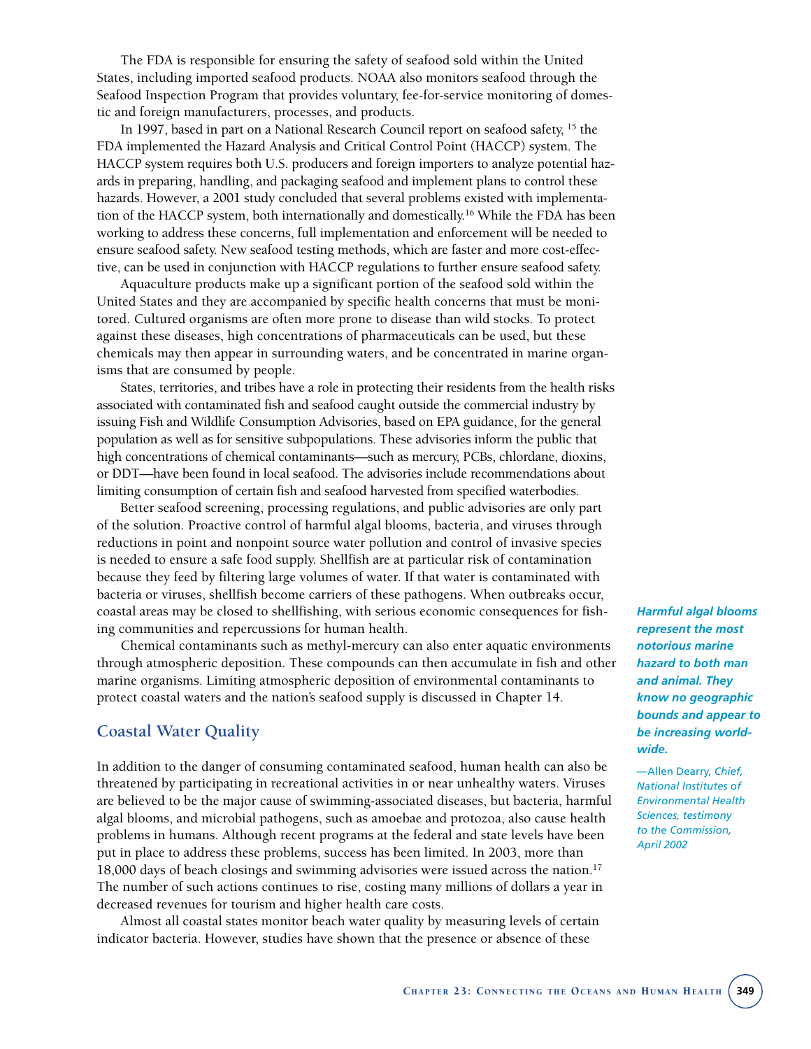The FDA is responsible for ensuring the safety of seafood sold within the United States, including imported seafood products. NOAA also monitors seafood through the Seafood Inspection Program that provides voluntary, fee-for-service monitoring of domestic and foreign manufacturers, processes, and products.

In 1997, based in part on a National Research Council report on seafood safety, [15] the FDA implemented the Hazard Analysis and Critical Control Point (HACCP) system. The HACCP system requires both U.S. producers and foreign importers to analyze potential hazards in preparing, handling, and packaging seafood and implement plans to control these hazards. However, a 2001 study concluded that several problems existed with implementation of the HACCP system, both internationally and domestically.[16] While the FDA has been working to address these concerns, full implementation and enforcement will be needed to ensure seafood safety. New seafood testing methods, which are faster and more cost-effective, can be used in conjunction with HACCP regulations to further ensure seafood safety.

Aquaculture products make up a significant portion of the seafood sold within the United States and they are accompanied by specific health concerns that must be monitored. Cultured organisms are often more prone to disease than wild stocks. To protect against these diseases, high concentrations of pharmaceuticals can be used, but these chemicals may then appear in surrounding waters, and be concentrated in marine organisms that are consumed by people.

States, territories, and tribes have a role in protecting their residents from the health risks associated with contaminated fish and seafood caught outside the commercial industry by issuing Fish and Wildlife Consumption Advisories, based on EPA guidance, for the general population as well as for sensitive subpopulations. These advisories inform the public that high concentrations of chemical contaminants—such as mercury, PCBs, chlordane, dioxins, or DDT—have been found in local seafood. The advisories include recommendations about limiting consumption of certain fish and seafood harvested from specified waterbodies.

Better seafood screening, processing regulations, and public advisories are only part of the solution. Proactive control of harmful algal blooms, bacteria, and viruses through reductions in point and nonpoint source water pollution and control of invasive species is needed to ensure a safe food supply. Shellfish are at particular risk of contamination because they feed by filtering large volumes of water. If that water is contaminated with bacteria or viruses, shellfish become carriers of these pathogens. When outbreaks occur, coastal areas may be closed to shellfishing, with serious economic consequences for fishing communities and repercussions for human health.

Chemical contaminants such as methyl-mercury can also enter aquatic environments through atmospheric deposition. These compounds can then accumulate in fish and other marine organisms. Limiting atmospheric deposition of environmental contaminants to protect coastal waters and the nation's seafood supply is discussed in Chapter 14.

> ***Harmful algal blooms represent the most notorious marine hazard to both man and animal. They know no geographic bounds and appear to be increasing worldwide.***
>
> —Allen Dearry, *Chief, National Institutes of Environmental Health Sciences, testimony to the Commission, April 2002*

## Coastal Water Quality

In addition to the danger of consuming contaminated seafood, human health can also be threatened by participating in recreational activities in or near unhealthy waters. Viruses are believed to be the major cause of swimming-associated diseases, but bacteria, harmful algal blooms, and microbial pathogens, such as amoebae and protozoa, also cause health problems in humans. Although recent programs at the federal and state levels have been put in place to address these problems, success has been limited. In 2003, more than 18,000 days of beach closings and swimming advisories were issued across the nation.[17] The number of such actions continues to rise, costing many millions of dollars a year in decreased revenues for tourism and higher health care costs.

Almost all coastal states monitor beach water quality by measuring levels of certain indicator bacteria. However, studies have shown that the presence or absence of these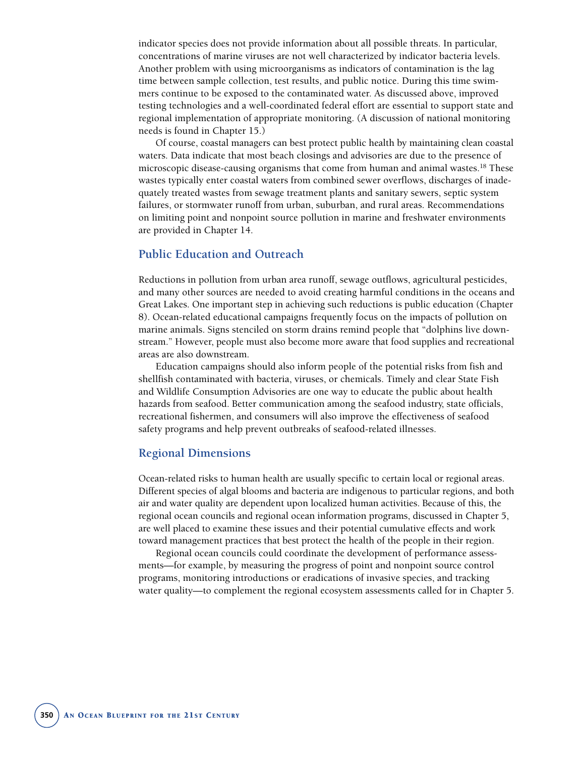indicator species does not provide information about all possible threats. In particular, concentrations of marine viruses are not well characterized by indicator bacteria levels. Another problem with using microorganisms as indicators of contamination is the lag time between sample collection, test results, and public notice. During this time swimmers continue to be exposed to the contaminated water. As discussed above, improved testing technologies and a well-coordinated federal effort are essential to support state and regional implementation of appropriate monitoring. (A discussion of national monitoring needs is found in Chapter 15.)

Of course, coastal managers can best protect public health by maintaining clean coastal waters. Data indicate that most beach closings and advisories are due to the presence of microscopic disease-causing organisms that come from human and animal wastes.[18] These wastes typically enter coastal waters from combined sewer overflows, discharges of inadequately treated wastes from sewage treatment plants and sanitary sewers, septic system failures, or stormwater runoff from urban, suburban, and rural areas. Recommendations on limiting point and nonpoint source pollution in marine and freshwater environments are provided in Chapter 14.

## Public Education and Outreach

Reductions in pollution from urban area runoff, sewage outflows, agricultural pesticides, and many other sources are needed to avoid creating harmful conditions in the oceans and Great Lakes. One important step in achieving such reductions is public education (Chapter 8). Ocean-related educational campaigns frequently focus on the impacts of pollution on marine animals. Signs stenciled on storm drains remind people that "dolphins live downstream." However, people must also become more aware that food supplies and recreational areas are also downstream.

Education campaigns should also inform people of the potential risks from fish and shellfish contaminated with bacteria, viruses, or chemicals. Timely and clear State Fish and Wildlife Consumption Advisories are one way to educate the public about health hazards from seafood. Better communication among the seafood industry, state officials, recreational fishermen, and consumers will also improve the effectiveness of seafood safety programs and help prevent outbreaks of seafood-related illnesses.

## Regional Dimensions

Ocean-related risks to human health are usually specific to certain local or regional areas. Different species of algal blooms and bacteria are indigenous to particular regions, and both air and water quality are dependent upon localized human activities. Because of this, the regional ocean councils and regional ocean information programs, discussed in Chapter 5, are well placed to examine these issues and their potential cumulative effects and work toward management practices that best protect the health of the people in their region.

Regional ocean councils could coordinate the development of performance assessments—for example, by measuring the progress of point and nonpoint source control programs, monitoring introductions or eradications of invasive species, and tracking water quality—to complement the regional ecosystem assessments called for in Chapter 5.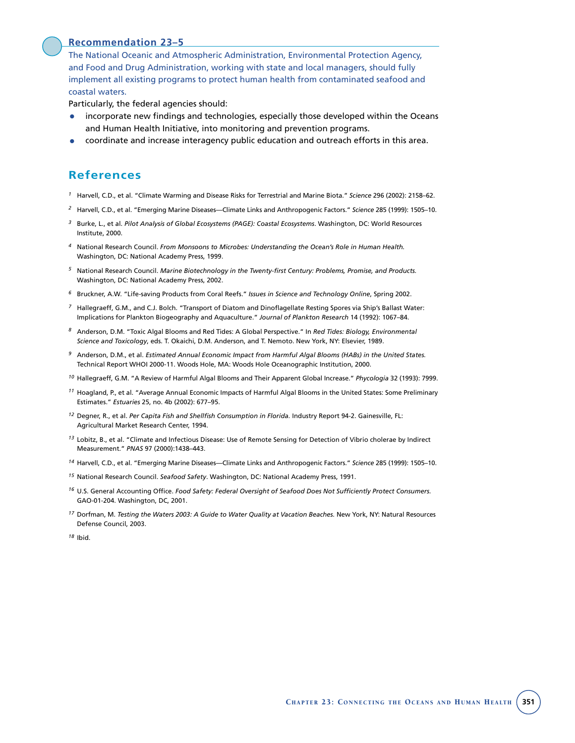### Recommendation 23–5

The National Oceanic and Atmospheric Administration, Environmental Protection Agency, and Food and Drug Administration, working with state and local managers, should fully implement all existing programs to protect human health from contaminated seafood and coastal waters.

Particularly, the federal agencies should:

- incorporate new findings and technologies, especially those developed within the Oceans and Human Health Initiative, into monitoring and prevention programs.
- coordinate and increase interagency public education and outreach efforts in this area.

## References

[1] Harvell, C.D., et al. "Climate Warming and Disease Risks for Terrestrial and Marine Biota." *Science* 296 (2002): 2158–62.

[2] Harvell, C.D., et al. "Emerging Marine Diseases—Climate Links and Anthropogenic Factors." *Science* 285 (1999): 1505–10.

[3] Burke, L., et al. *Pilot Analysis of Global Ecosystems (PAGE): Coastal Ecosystems*. Washington, DC: World Resources Institute, 2000.

[4] National Research Council. *From Monsoons to Microbes: Understanding the Ocean's Role in Human Health.* Washington, DC: National Academy Press, 1999.

[5] National Research Council. *Marine Biotechnology in the Twenty-first Century: Problems, Promise, and Products.* Washington, DC: National Academy Press, 2002.

[6] Bruckner, A.W. "Life-saving Products from Coral Reefs." *Issues in Science and Technology Online*, Spring 2002.

[7] Hallegraeff, G.M., and C.J. Bolch. "Transport of Diatom and Dinoflagellate Resting Spores via Ship's Ballast Water: Implications for Plankton Biogeography and Aquaculture." *Journal of Plankton Research* 14 (1992): 1067–84.

[8] Anderson, D.M. "Toxic Algal Blooms and Red Tides: A Global Perspective." In *Red Tides: Biology, Environmental Science and Toxicology*, eds. T. Okaichi, D.M. Anderson, and T. Nemoto. New York, NY: Elsevier, 1989.

[9] Anderson, D.M., et al. *Estimated Annual Economic Impact from Harmful Algal Blooms (HABs) in the United States.* Technical Report WHOI 2000-11. Woods Hole, MA: Woods Hole Oceanographic Institution, 2000.

[10] Hallegraeff, G.M. "A Review of Harmful Algal Blooms and Their Apparent Global Increase." *Phycologia* 32 (1993): 7999.

[11] Hoagland, P., et al. "Average Annual Economic Impacts of Harmful Algal Blooms in the United States: Some Preliminary Estimates." *Estuaries* 25, no. 4b (2002): 677–95.

[12] Degner, R., et al. *Per Capita Fish and Shellfish Consumption in Florida.* Industry Report 94-2. Gainesville, FL: Agricultural Market Research Center, 1994.

[13] Lobitz, B., et al. "Climate and Infectious Disease: Use of Remote Sensing for Detection of Vibrio cholerae by Indirect Measurement." *PNAS* 97 (2000):1438–443.

[14] Harvell, C.D., et al. "Emerging Marine Diseases—Climate Links and Anthropogenic Factors." *Science* 285 (1999): 1505–10.

[15] National Research Council. *Seafood Safety*. Washington, DC: National Academy Press, 1991.

[16] U.S. General Accounting Office. *Food Safety: Federal Oversight of Seafood Does Not Sufficiently Protect Consumers.* GAO-01-204. Washington, DC, 2001.

[17] Dorfman, M. *Testing the Waters 2003: A Guide to Water Quality at Vacation Beaches.* New York, NY: Natural Resources Defense Council, 2003.

[18] Ibid.